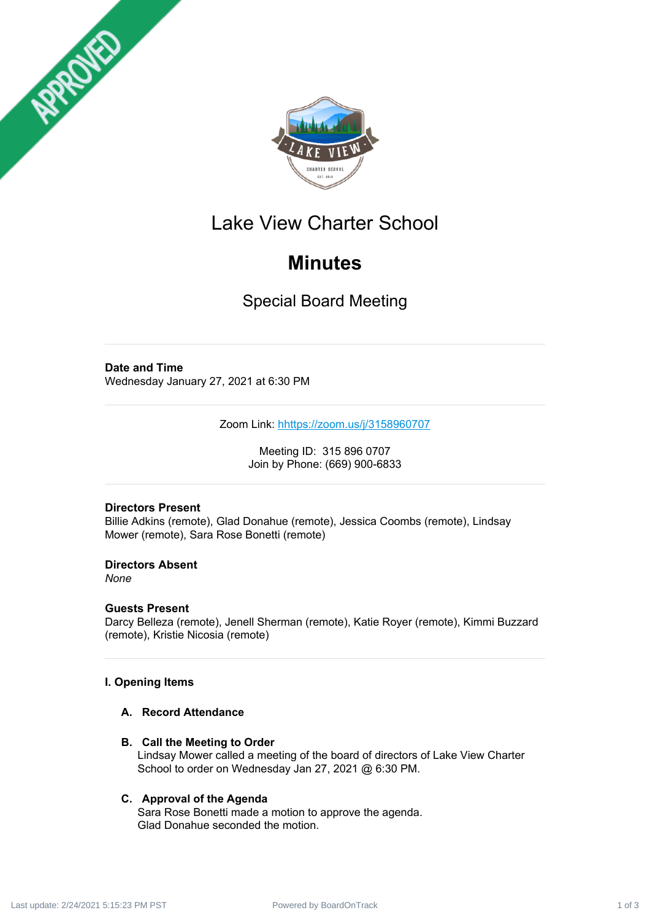# Lake View Charter School

# Minutes

## Special Board Meeting

---

**Date and Time**
Wednesday January 27, 2021 at 6:30 PM

---

Zoom Link: [hhttps://zoom.us/j/3158960707](hhttps://zoom.us/j/3158960707)

Meeting ID: 315 896 0707
Join by Phone: (669) 900-6833

---

**Directors Present**
Billie Adkins (remote), Glad Donahue (remote), Jessica Coombs (remote), Lindsay Mower (remote), Sara Rose Bonetti (remote)

**Directors Absent**
*None*

**Guests Present**
Darcy Belleza (remote), Jenell Sherman (remote), Katie Royer (remote), Kimmi Buzzard (remote), Kristie Nicosia (remote)

---

### I. Opening Items

**A. Record Attendance**

**B. Call the Meeting to Order**
Lindsay Mower called a meeting of the board of directors of Lake View Charter School to order on Wednesday Jan 27, 2021 @ 6:30 PM.

**C. Approval of the Agenda**
Sara Rose Bonetti made a motion to approve the agenda.
Glad Donahue seconded the motion.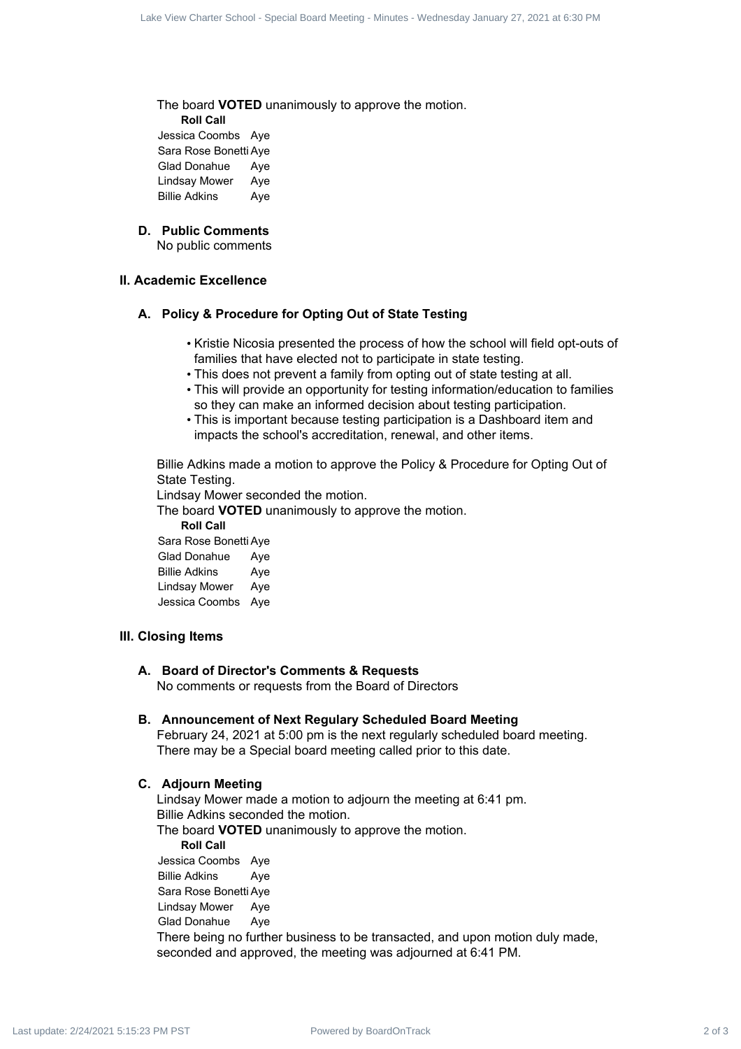The board **VOTED** unanimously to approve the motion.

**Roll Call**

| | |
|---|---|
| Jessica Coombs | Aye |
| Sara Rose Bonetti | Aye |
| Glad Donahue | Aye |
| Lindsay Mower | Aye |
| Billie Adkins | Aye |

### D. Public Comments

No public comments

## II. Academic Excellence

### A. Policy & Procedure for Opting Out of State Testing

- Kristie Nicosia presented the process of how the school will field opt-outs of families that have elected not to participate in state testing.
- This does not prevent a family from opting out of state testing at all.
- This will provide an opportunity for testing information/education to families so they can make an informed decision about testing participation.
- This is important because testing participation is a Dashboard item and impacts the school's accreditation, renewal, and other items.

Billie Adkins made a motion to approve the Policy & Procedure for Opting Out of State Testing.

Lindsay Mower seconded the motion.

The board **VOTED** unanimously to approve the motion.

**Roll Call**

| | |
|---|---|
| Sara Rose Bonetti | Aye |
| Glad Donahue | Aye |
| Billie Adkins | Aye |
| Lindsay Mower | Aye |
| Jessica Coombs | Aye |

## III. Closing Items

### A. Board of Director's Comments & Requests

No comments or requests from the Board of Directors

### B. Announcement of Next Regulary Scheduled Board Meeting

February 24, 2021 at 5:00 pm is the next regularly scheduled board meeting. There may be a Special board meeting called prior to this date.

### C. Adjourn Meeting

Lindsay Mower made a motion to adjourn the meeting at 6:41 pm.

Billie Adkins seconded the motion.

The board **VOTED** unanimously to approve the motion.

**Roll Call**

| | |
|---|---|
| Jessica Coombs | Aye |
| Billie Adkins | Aye |
| Sara Rose Bonetti | Aye |
| Lindsay Mower | Aye |
| Glad Donahue | Aye |

There being no further business to be transacted, and upon motion duly made, seconded and approved, the meeting was adjourned at 6:41 PM.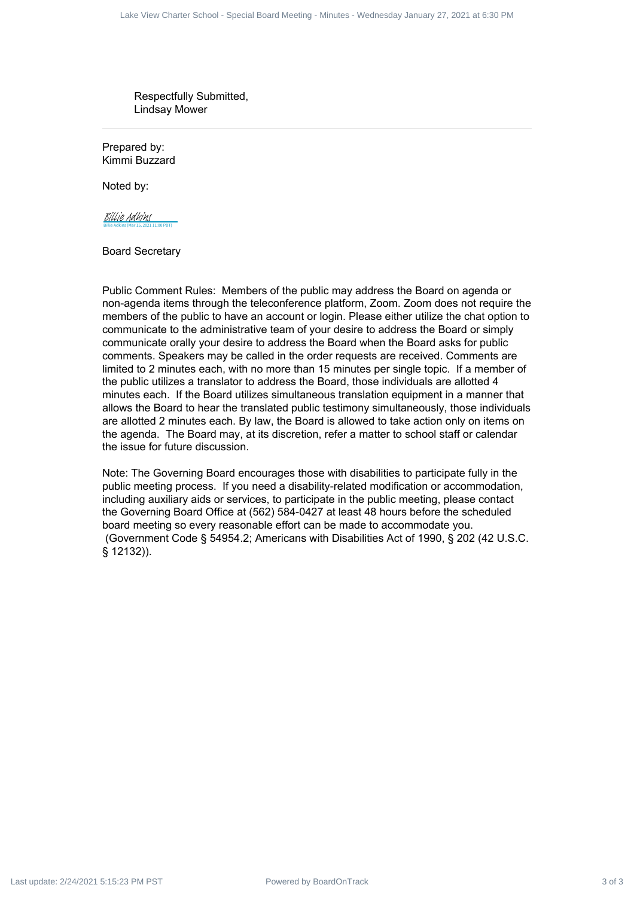Respectfully Submitted,
Lindsay Mower

---

Prepared by:
Kimmi Buzzard

Noted by:

Billie Adkins
Billie Adkins (Mar 15, 2021 11:08 PDT)

Board Secretary

Public Comment Rules: Members of the public may address the Board on agenda or non-agenda items through the teleconference platform, Zoom. Zoom does not require the members of the public to have an account or login. Please either utilize the chat option to communicate to the administrative team of your desire to address the Board or simply communicate orally your desire to address the Board when the Board asks for public comments. Speakers may be called in the order requests are received. Comments are limited to 2 minutes each, with no more than 15 minutes per single topic. If a member of the public utilizes a translator to address the Board, those individuals are allotted 4 minutes each. If the Board utilizes simultaneous translation equipment in a manner that allows the Board to hear the translated public testimony simultaneously, those individuals are allotted 2 minutes each. By law, the Board is allowed to take action only on items on the agenda. The Board may, at its discretion, refer a matter to school staff or calendar the issue for future discussion.

Note: The Governing Board encourages those with disabilities to participate fully in the public meeting process. If you need a disability-related modification or accommodation, including auxiliary aids or services, to participate in the public meeting, please contact the Governing Board Office at (562) 584-0427 at least 48 hours before the scheduled board meeting so every reasonable effort can be made to accommodate you. (Government Code § 54954.2; Americans with Disabilities Act of 1990, § 202 (42 U.S.C. § 12132)).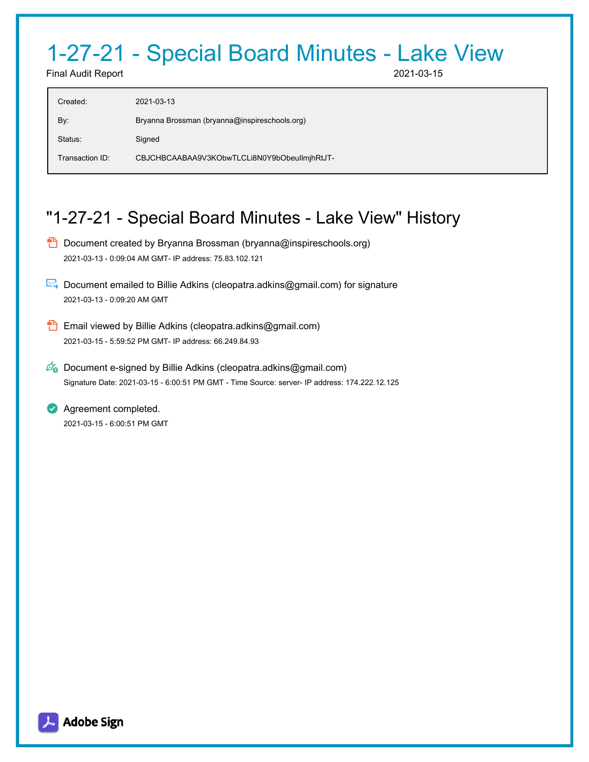# 1-27-21 - Special Board Minutes - Lake View

Final Audit Report 2021-03-15

| | |
|---|---|
| Created: | 2021-03-13 |
| By: | Bryanna Brossman (bryanna@inspireschools.org) |
| Status: | Signed |
| Transaction ID: | CBJCHBCAABAA9V3KObwTLCLi8N0Y9bObeuIlmjhRtJT- |

## "1-27-21 - Special Board Minutes - Lake View" History

- Document created by Bryanna Brossman (bryanna@inspireschools.org)
  2021-03-13 - 0:09:04 AM GMT- IP address: 75.83.102.121

- Document emailed to Billie Adkins (cleopatra.adkins@gmail.com) for signature
  2021-03-13 - 0:09:20 AM GMT

- Email viewed by Billie Adkins (cleopatra.adkins@gmail.com)
  2021-03-15 - 5:59:52 PM GMT- IP address: 66.249.84.93

- Document e-signed by Billie Adkins (cleopatra.adkins@gmail.com)
  Signature Date: 2021-03-15 - 6:00:51 PM GMT - Time Source: server- IP address: 174.222.12.125

- Agreement completed.
  2021-03-15 - 6:00:51 PM GMT

Adobe Sign